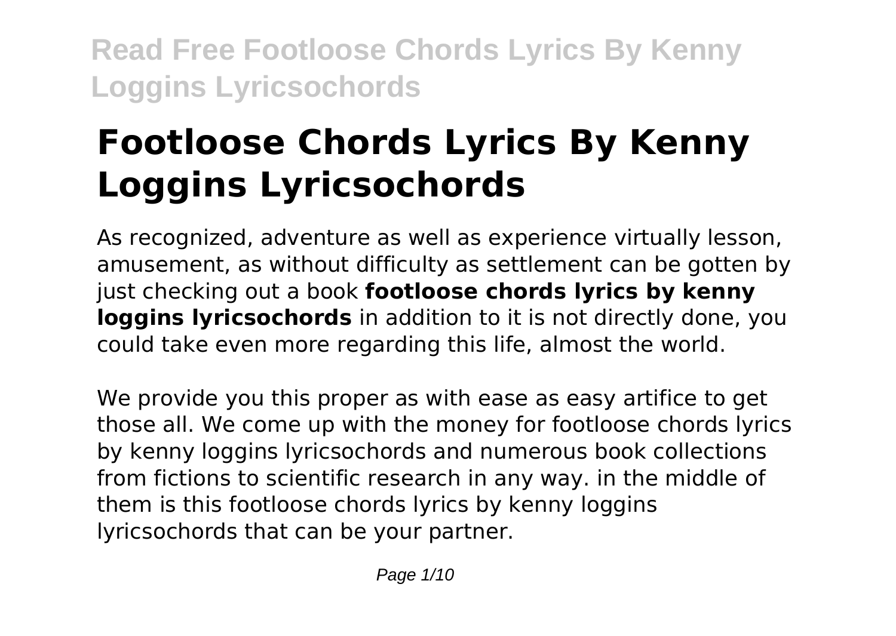# Footloose Chords Lyrics By Kenny Loggins Lyricsochords

As recognized, adventure as well as experience virtually lesson, amusement, as without difficulty as settlement can be gotten by just checking out a book **footloose chords lyrics by kenny loggins lyricsochords** in addition to it is not directly done, you could take even more regarding this life, almost the world.

We provide you this proper as with ease as easy artifice to get those all. We come up with the money for footloose chords lyrics by kenny loggins lyricsochords and numerous book collections from fictions to scientific research in any way. in the middle of them is this footloose chords lyrics by kenny loggins lyricsochords that can be your partner.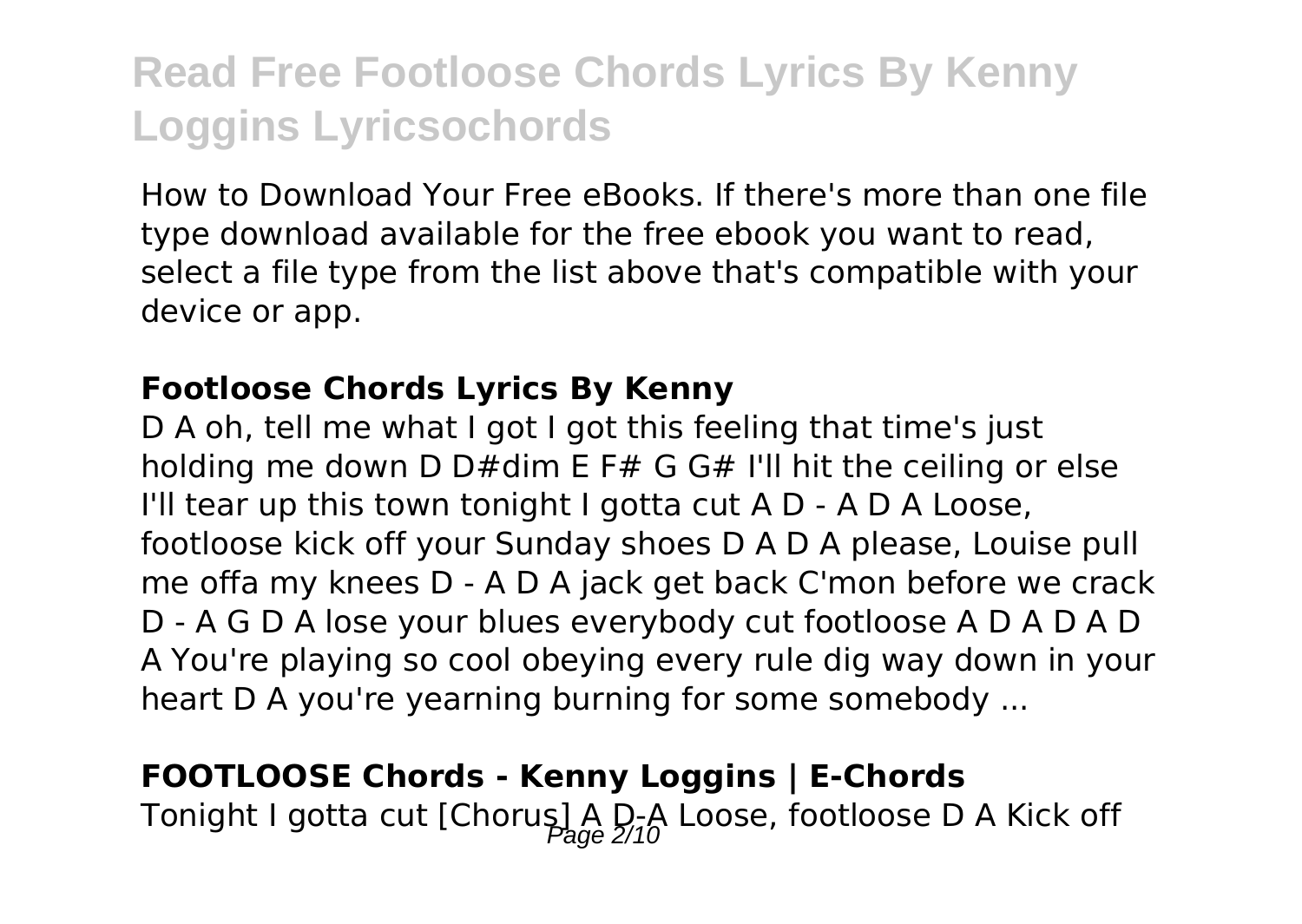How to Download Your Free eBooks. If there's more than one file type download available for the free ebook you want to read, select a file type from the list above that's compatible with your device or app.

### **Footloose Chords Lyrics By Kenny**

D A oh, tell me what I got I got this feeling that time's just holding me down D D#dim E F# G G# I'll hit the ceiling or else I'll tear up this town tonight I gotta cut A D - A D A Loose, footloose kick off your Sunday shoes D A D A please, Louise pull me offa my knees D - A D A jack get back C'mon before we crack D - A G D A lose your blues everybody cut footloose A D A D A D A You're playing so cool obeying every rule dig way down in your heart D A you're yearning burning for some somebody ...

### **FOOTLOOSE Chords - Kenny Loggins | E-Chords**

Tonight I gotta cut [Chorus] A D-A Loose, footloose D A Kick off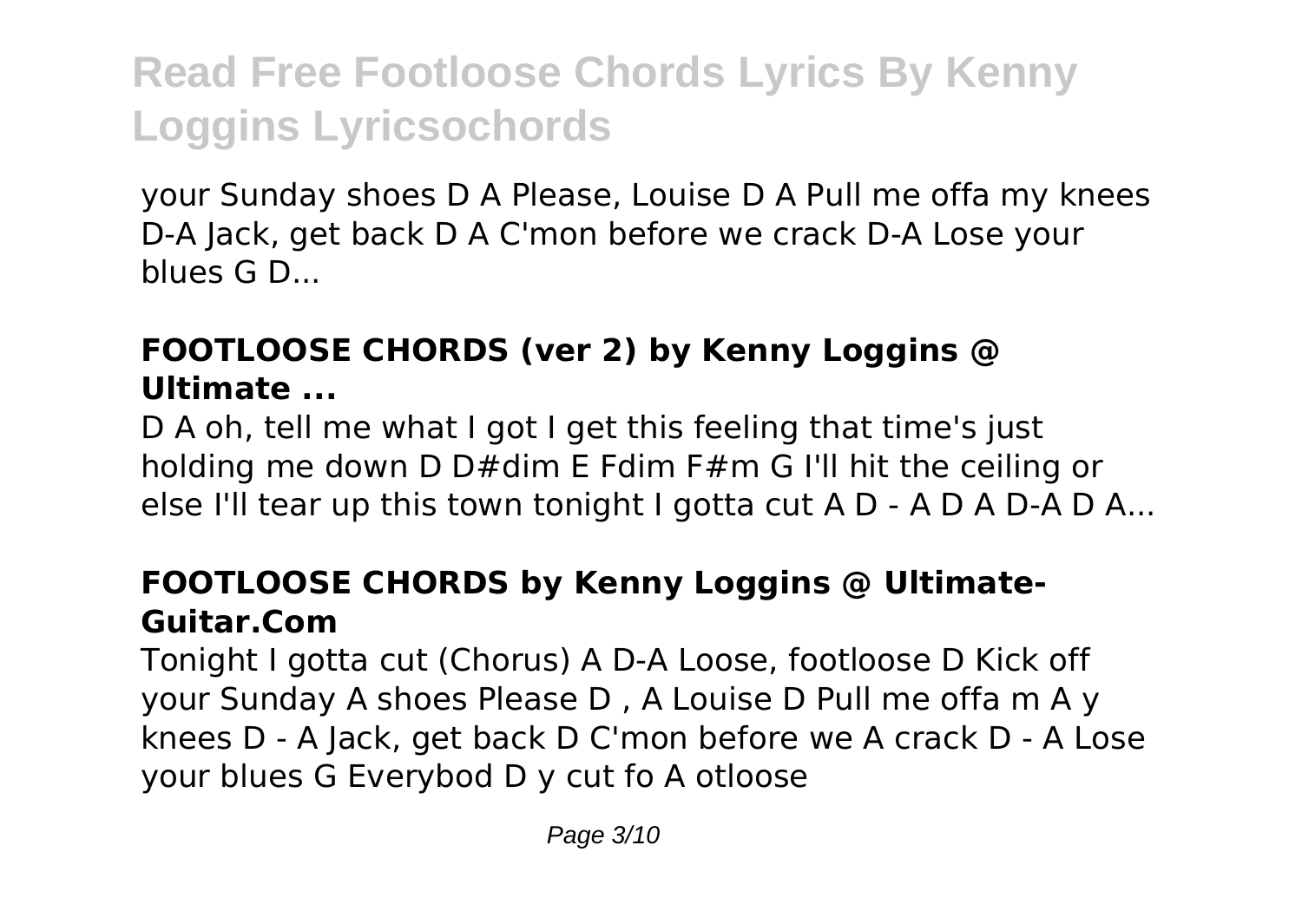your Sunday shoes D A Please, Louise D A Pull me offa my knees D-A Jack, get back D A C'mon before we crack D-A Lose your blues G D...

### FOOTLOOSE CHORDS (ver 2) by Kenny Loggins @ Ultimate ...

D A oh, tell me what I got I get this feeling that time's just holding me down D D#dim E Fdim F#m G I'll hit the ceiling or else I'll tear up this town tonight I gotta cut A D - A D A D-A D A...

### FOOTLOOSE CHORDS by Kenny Loggins @ Ultimate-Guitar.Com

Tonight I gotta cut (Chorus) A D-A Loose, footloose D Kick off your Sunday A shoes Please D , A Louise D Pull me offa m A y knees D - A Jack, get back D C'mon before we A crack D - A Lose your blues G Everybod D y cut fo A otloose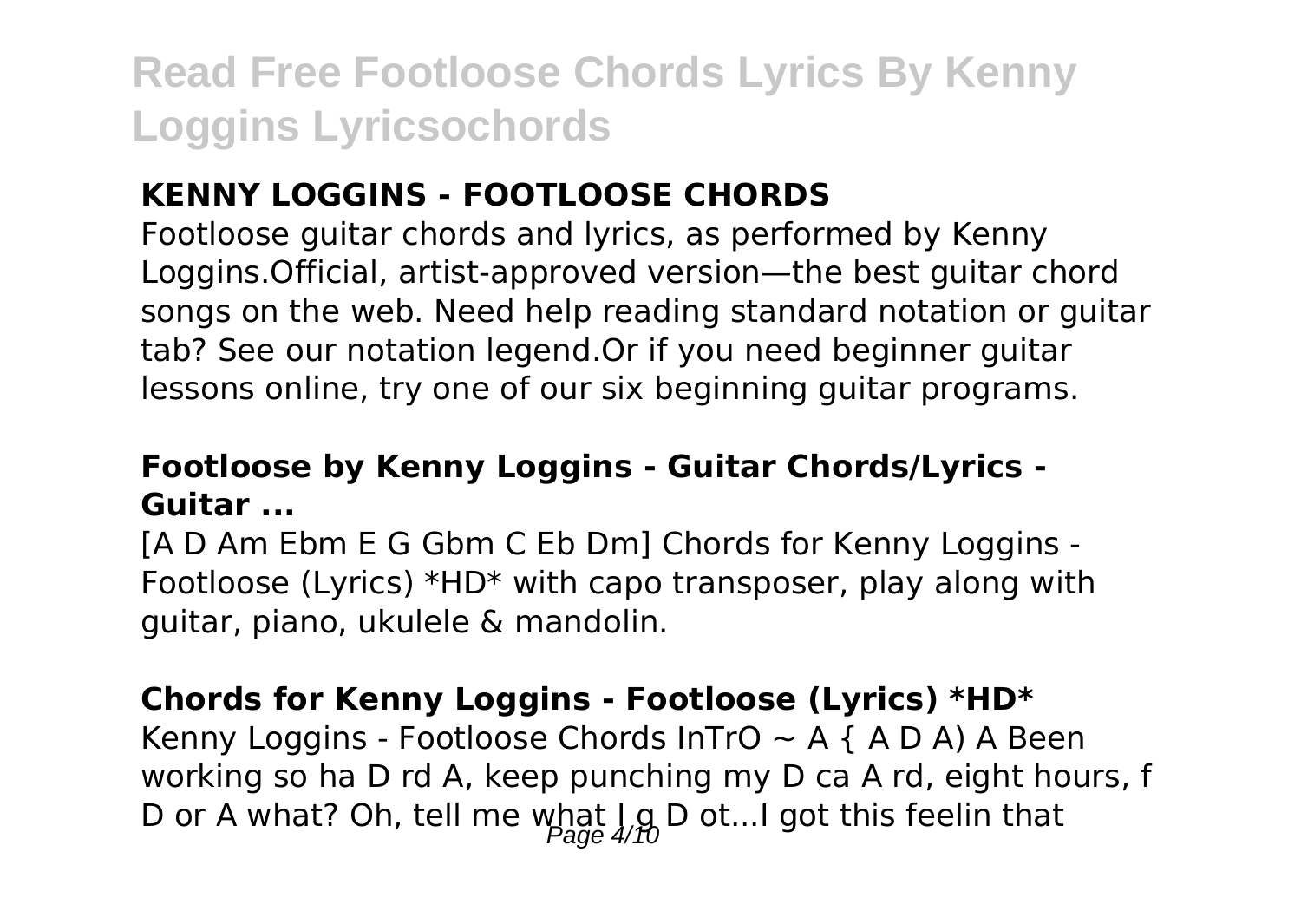### KENNY LOGGINS - FOOTLOOSE CHORDS

Footloose guitar chords and lyrics, as performed by Kenny Loggins.Official, artist-approved version—the best guitar chord songs on the web. Need help reading standard notation or guitar tab? See our notation legend.Or if you need beginner guitar lessons online, try one of our six beginning guitar programs.

### Footloose by Kenny Loggins - Guitar Chords/Lyrics - Guitar ...

[A D Am Ebm E G Gbm C Eb Dm] Chords for Kenny Loggins - Footloose (Lyrics) *HD* with capo transposer, play along with guitar, piano, ukulele & mandolin.

### Chords for Kenny Loggins - Footloose (Lyrics) *HD*

Kenny Loggins - Footloose Chords InTrO ~ A { A D A) A Been working so ha D rd A, keep punching my D ca A rd, eight hours, f D or A what? Oh, tell me what I g D ot...I got this feelin that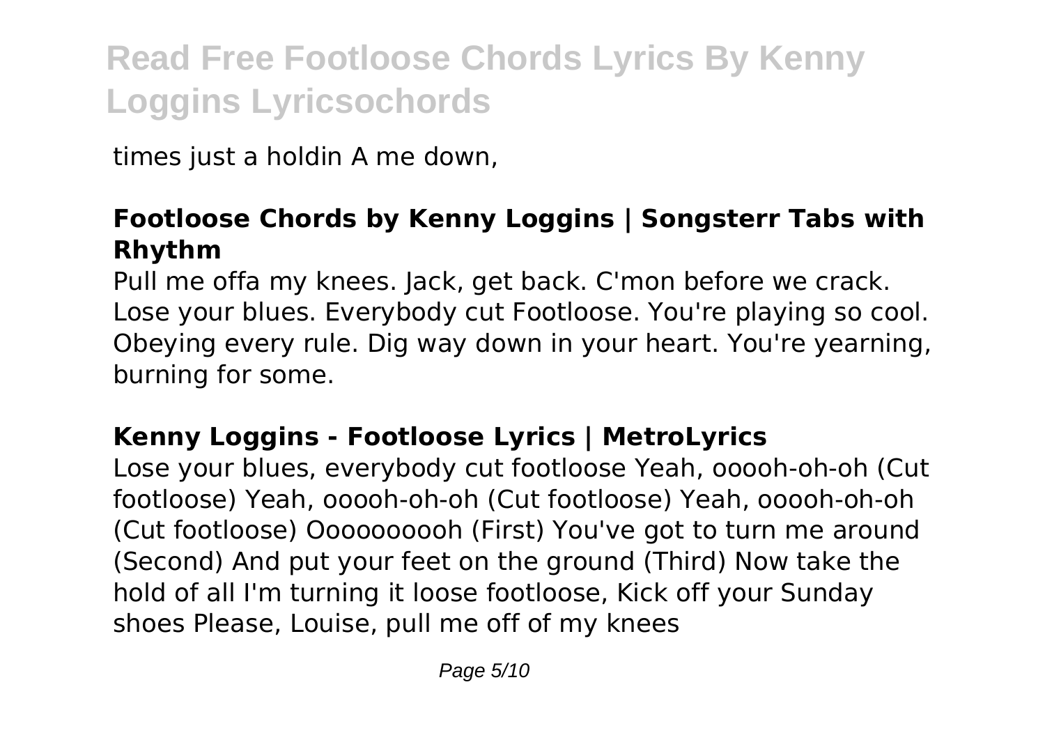times just a holdin A me down,

### Footloose Chords by Kenny Loggins | Songsterr Tabs with Rhythm

Pull me offa my knees. Jack, get back. C'mon before we crack. Lose your blues. Everybody cut Footloose. You're playing so cool. Obeying every rule. Dig way down in your heart. You're yearning, burning for some.

### Kenny Loggins - Footloose Lyrics | MetroLyrics

Lose your blues, everybody cut footloose Yeah, ooooh-oh-oh (Cut footloose) Yeah, ooooh-oh-oh (Cut footloose) Yeah, ooooh-oh-oh (Cut footloose) Oooooooooh (First) You've got to turn me around (Second) And put your feet on the ground (Third) Now take the hold of all I'm turning it loose footloose, Kick off your Sunday shoes Please, Louise, pull me off of my knees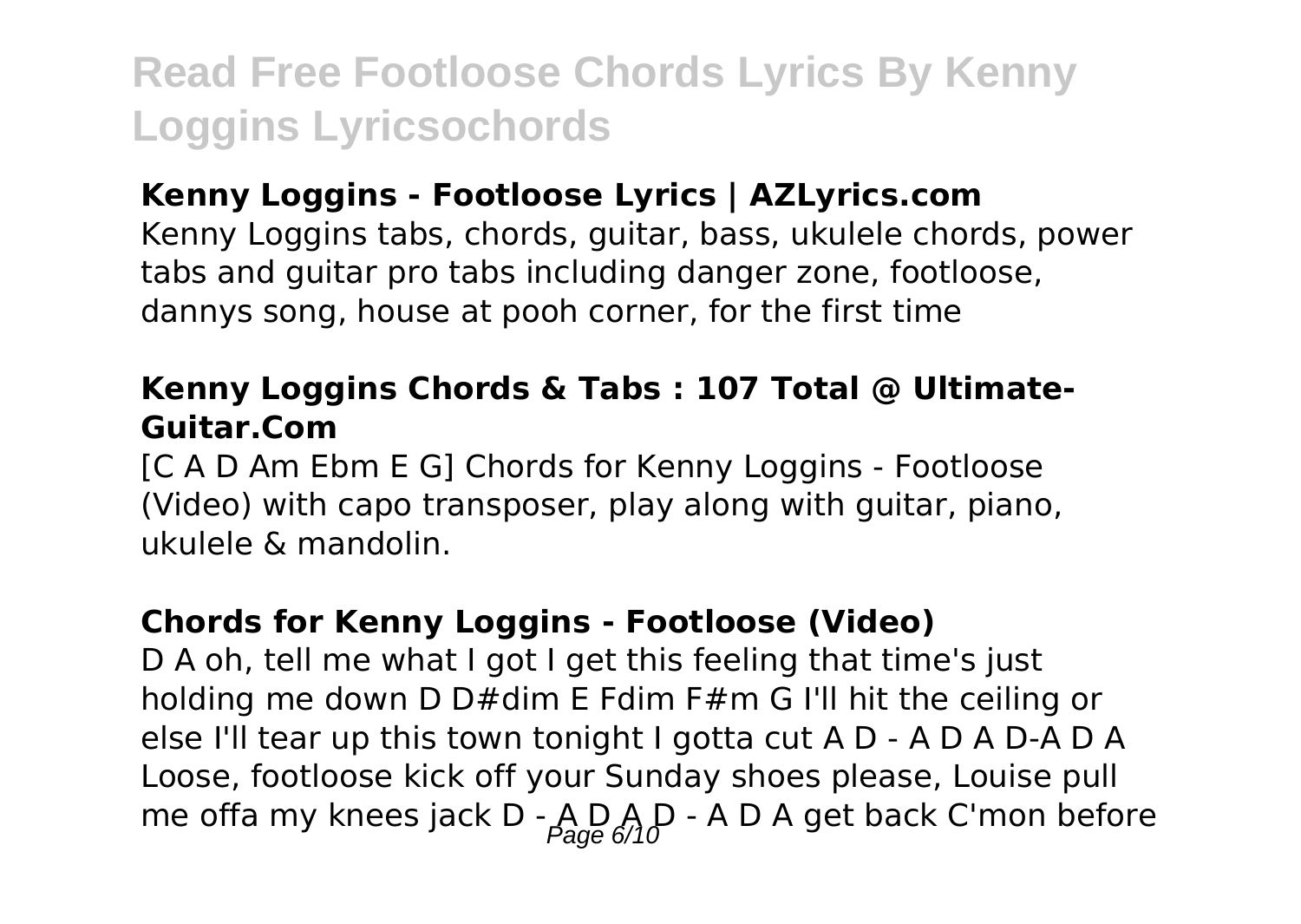## Kenny Loggins - Footloose Lyrics | AZLyrics.com

Kenny Loggins tabs, chords, guitar, bass, ukulele chords, power tabs and guitar pro tabs including danger zone, footloose, dannys song, house at pooh corner, for the first time

## Kenny Loggins Chords & Tabs : 107 Total @ Ultimate-Guitar.Com

[C A D Am Ebm E G] Chords for Kenny Loggins - Footloose (Video) with capo transposer, play along with guitar, piano, ukulele & mandolin.

## Chords for Kenny Loggins - Footloose (Video)

D A oh, tell me what I got I get this feeling that time's just holding me down D D#dim E Fdim F#m G I'll hit the ceiling or else I'll tear up this town tonight I gotta cut A D - A D A D-A D A Loose, footloose kick off your Sunday shoes please, Louise pull me offa my knees jack D - A D A D - A D A get back C'mon before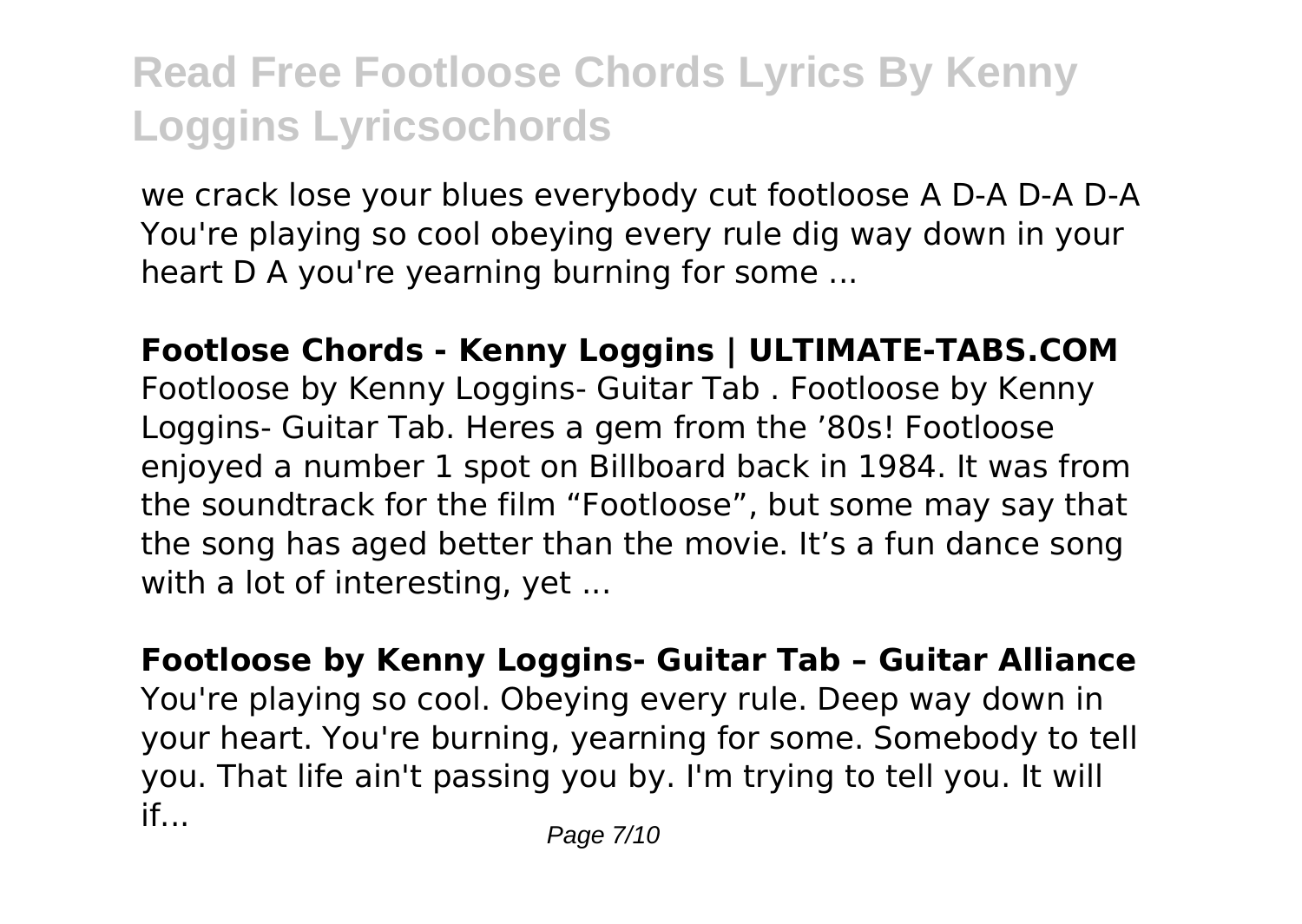we crack lose your blues everybody cut footloose A D-A D-A D-A You're playing so cool obeying every rule dig way down in your heart D A you're yearning burning for some ...

**Footlose Chords - Kenny Loggins | ULTIMATE-TABS.COM**
Footloose by Kenny Loggins- Guitar Tab . Footloose by Kenny Loggins- Guitar Tab. Heres a gem from the '80s! Footloose enjoyed a number 1 spot on Billboard back in 1984. It was from the soundtrack for the film "Footloose", but some may say that the song has aged better than the movie. It's a fun dance song with a lot of interesting, yet ...

**Footloose by Kenny Loggins- Guitar Tab – Guitar Alliance**
You're playing so cool. Obeying every rule. Deep way down in your heart. You're burning, yearning for some. Somebody to tell you. That life ain't passing you by. I'm trying to tell you. It will if...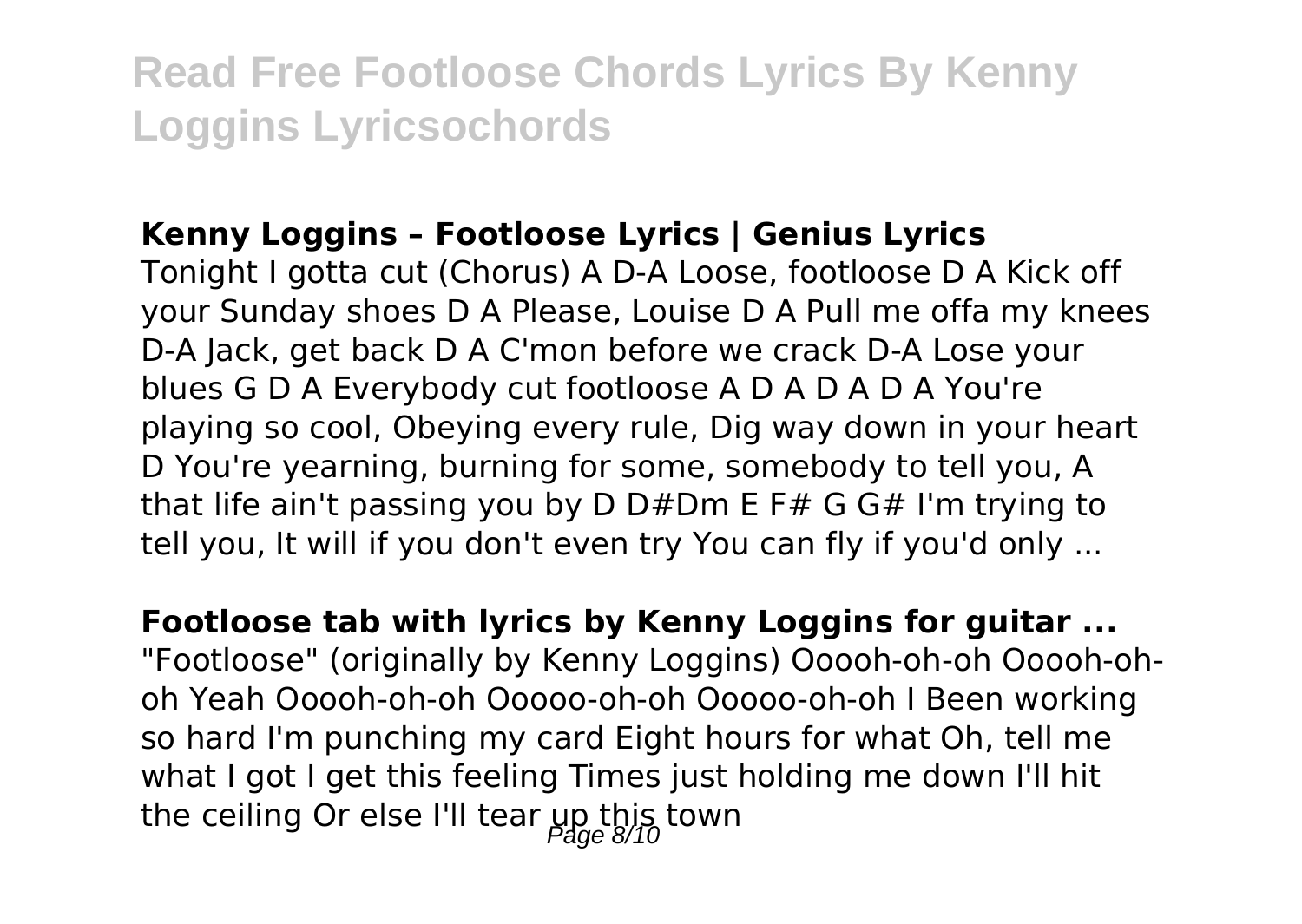**Kenny Loggins – Footloose Lyrics | Genius Lyrics**

Tonight I gotta cut (Chorus) A D-A Loose, footloose D A Kick off your Sunday shoes D A Please, Louise D A Pull me offa my knees D-A Jack, get back D A C'mon before we crack D-A Lose your blues G D A Everybody cut footloose A D A D A D A You're playing so cool, Obeying every rule, Dig way down in your heart D You're yearning, burning for some, somebody to tell you, A that life ain't passing you by D D#Dm E F# G G# I'm trying to tell you, It will if you don't even try You can fly if you'd only ...

**Footloose tab with lyrics by Kenny Loggins for guitar ...**

"Footloose" (originally by Kenny Loggins) Ooooh-oh-oh Ooooh-oh-oh Yeah Ooooh-oh-oh Ooooo-oh-oh Ooooo-oh-oh I Been working so hard I'm punching my card Eight hours for what Oh, tell me what I got I get this feeling Times just holding me down I'll hit the ceiling Or else I'll tear up this town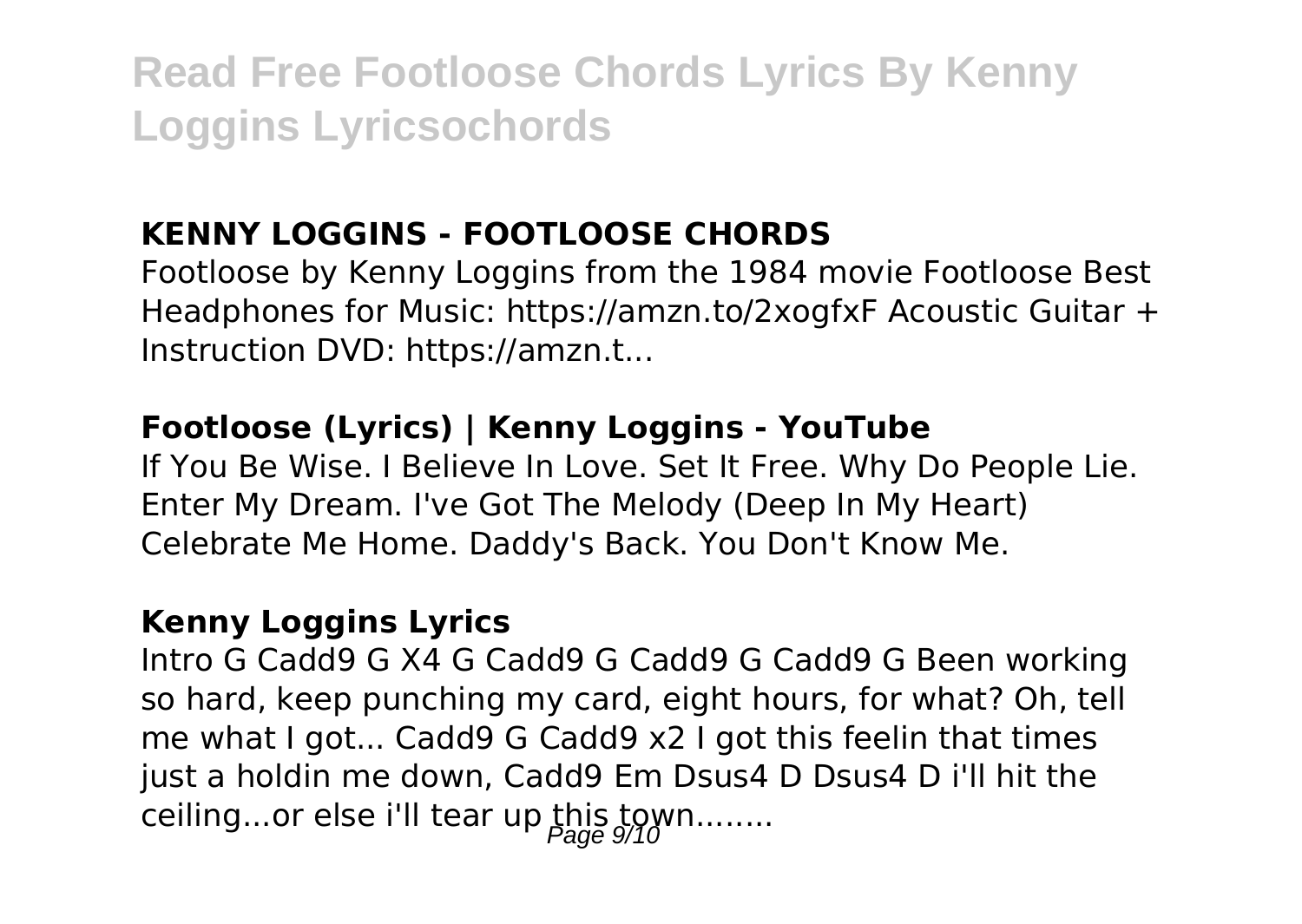### KENNY LOGGINS - FOOTLOOSE CHORDS

Footloose by Kenny Loggins from the 1984 movie Footloose Best Headphones for Music: https://amzn.to/2xogfxF Acoustic Guitar + Instruction DVD: https://amzn.t...

### Footloose (Lyrics) | Kenny Loggins - YouTube

If You Be Wise. I Believe In Love. Set It Free. Why Do People Lie. Enter My Dream. I've Got The Melody (Deep In My Heart) Celebrate Me Home. Daddy's Back. You Don't Know Me.

### Kenny Loggins Lyrics

Intro G Cadd9 G X4 G Cadd9 G Cadd9 G Cadd9 G Been working so hard, keep punching my card, eight hours, for what? Oh, tell me what I got... Cadd9 G Cadd9 x2 I got this feelin that times just a holdin me down, Cadd9 Em Dsus4 D Dsus4 D i'll hit the ceiling...or else i'll tear up this town........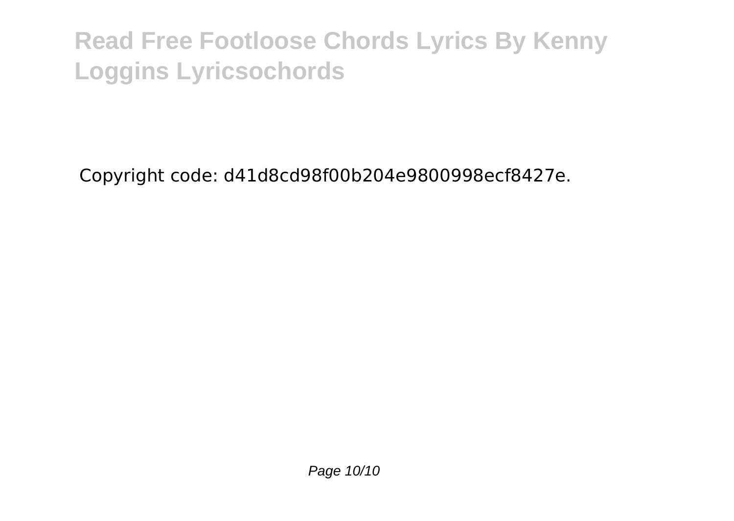Copyright code: d41d8cd98f00b204e9800998ecf8427e.